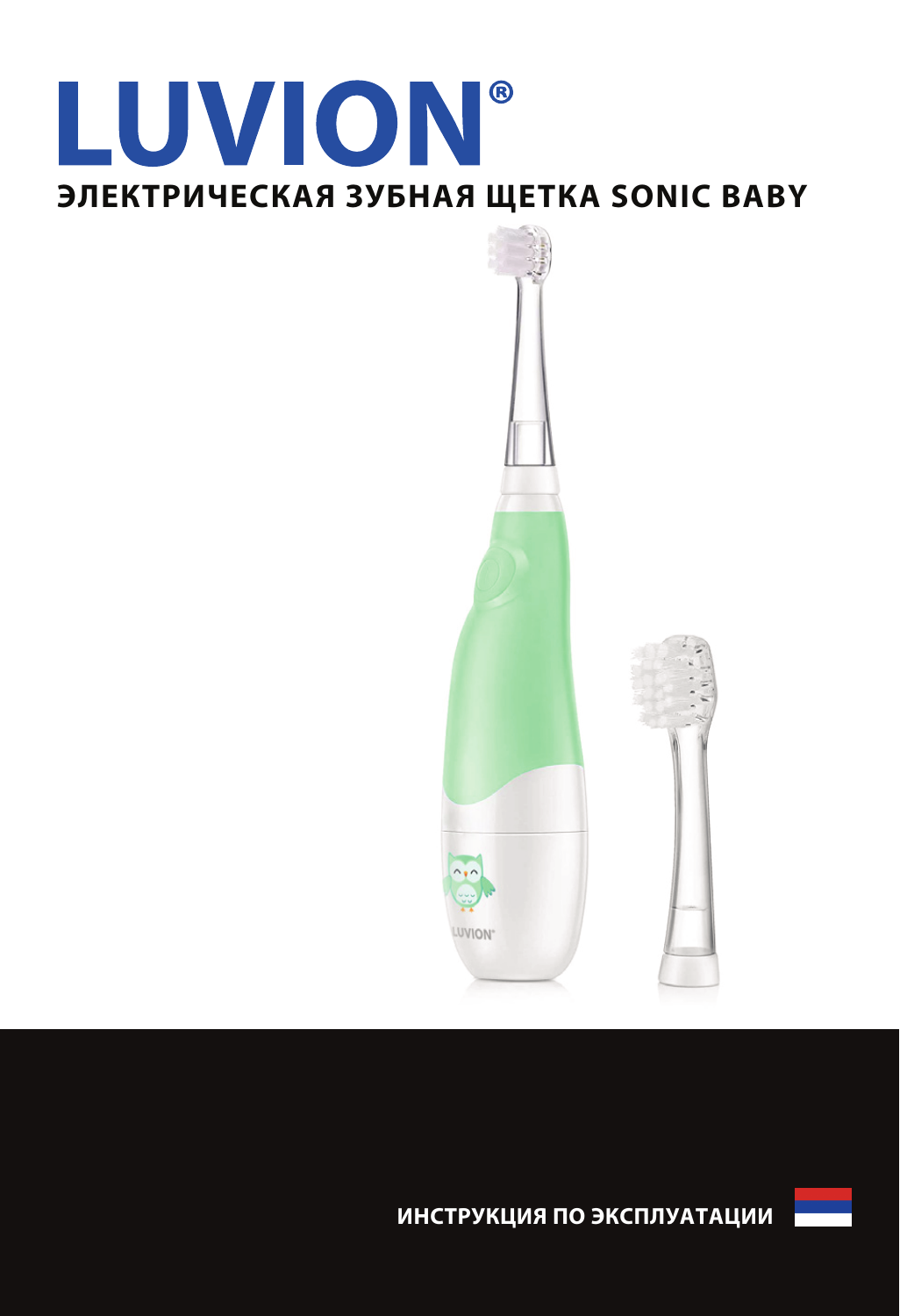# LUVION®

## ЭЛЕКТРИЧЕСКАЯ ЗУБНАЯ ЩЕТКА SONIC BABY

**ИНСТРУКЦИЯ ПО ЭКСПЛУАТАЦИИ**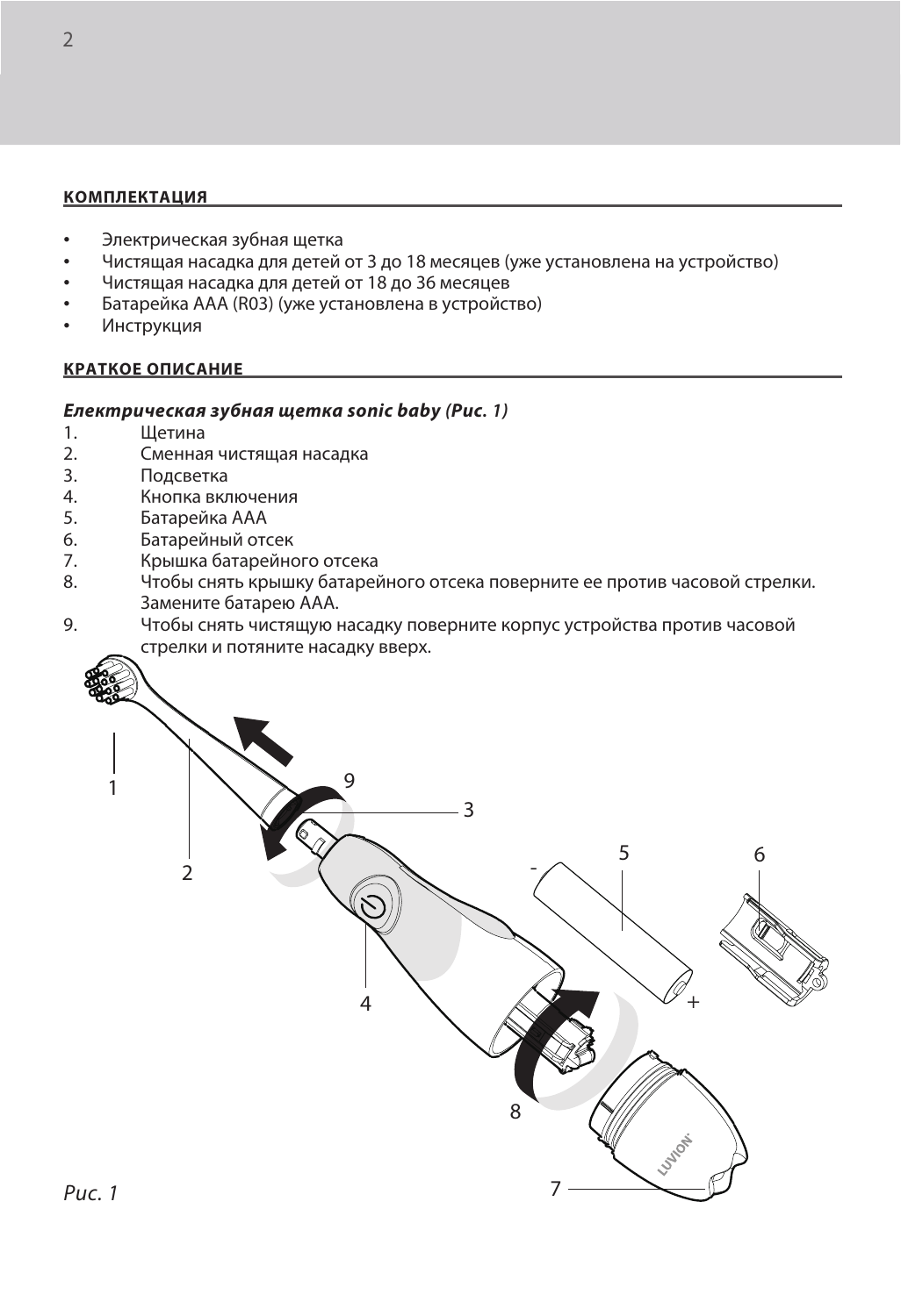## КОМПЛЕКТАЦИЯ

- Электрическая зубная щетка
- Чистящая насадка для детей от 3 до 18 месяцев (уже установлена на устройство)
- Чистящая насадка для детей от 18 до 36 месяцев
- Батарейка AAA (R03) (уже установлена в устройство)
- Инструкция

## КРАТКОЕ ОПИСАНИЕ

***Електрическая зубная щетка sonic baby (Рис. 1)***

1. Щетина
2. Сменная чистящая насадка
3. Подсветка
4. Кнопка включения
5. Батарейка AAA
6. Батарейный отсек
7. Крышка батарейного отсека
8. Чтобы снять крышку батарейного отсека поверните ее против часовой стрелки. Замените батарею AAA.
9. Чтобы снять чистящую насадку поверните корпус устройства против часовой стрелки и потяните насадку вверх.

*Рис. 1*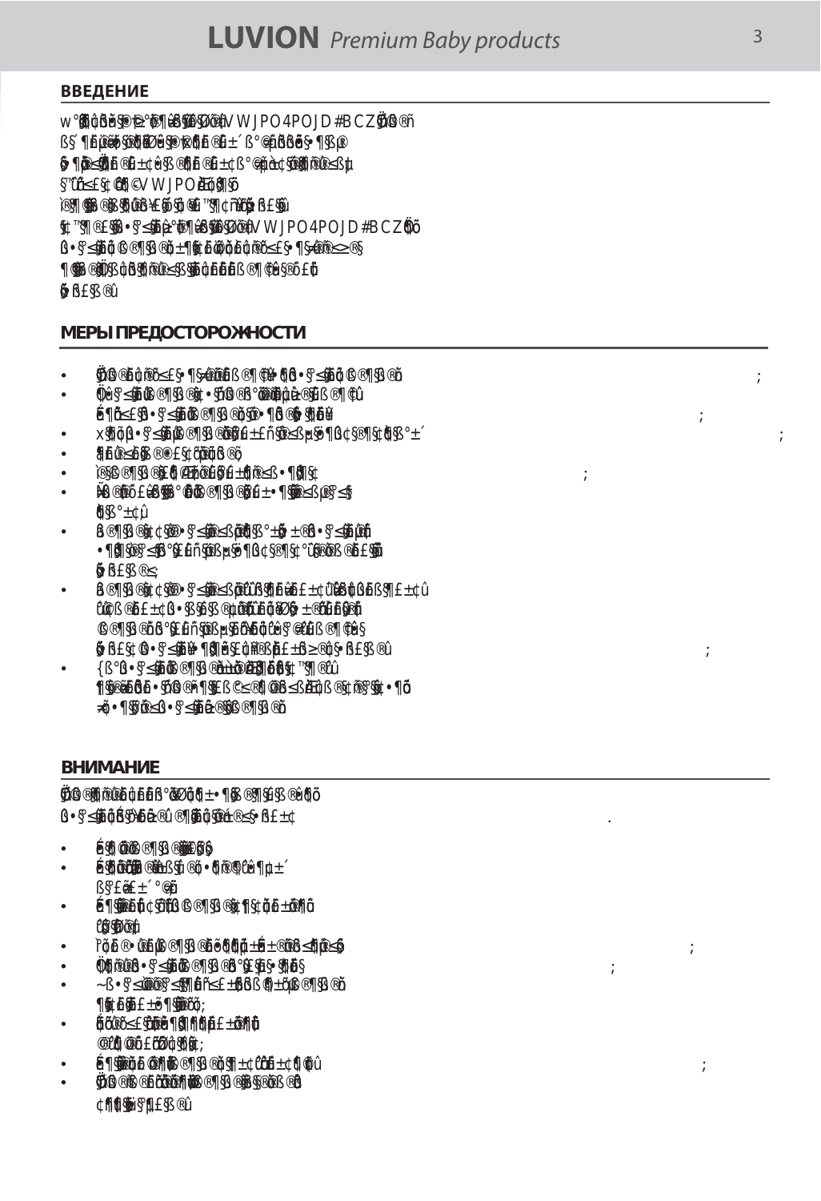## ВВЕДЕНИЕ

## МЕРЫ ПРЕДОСТОРОЖНОСТИ

## ВНИМАНИЕ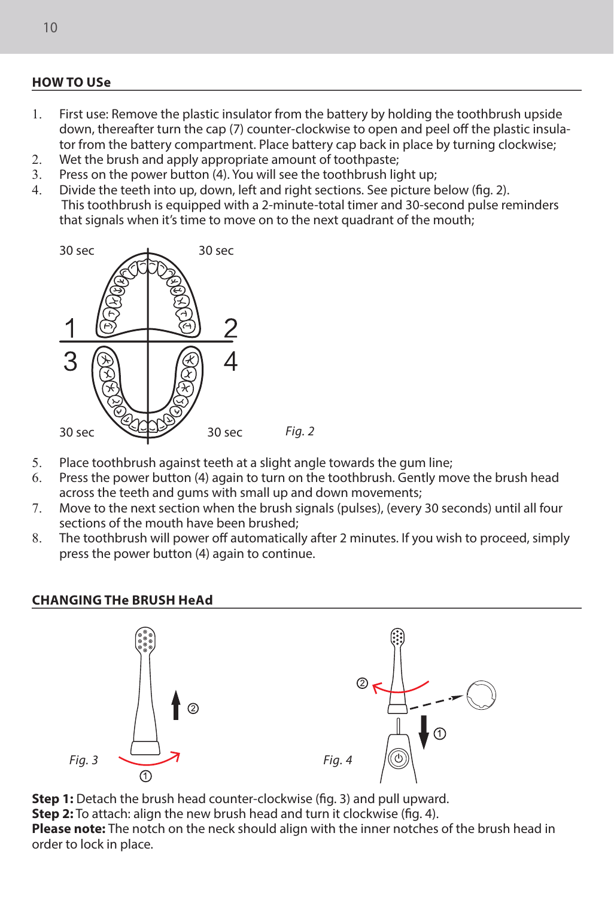## HOW TO USe

1. First use: Remove the plastic insulator from the battery by holding the toothbrush upside down, thereafter turn the cap (7) counter-clockwise to open and peel off the plastic insulator from the battery compartment. Place battery cap back in place by turning clockwise;
2. Wet the brush and apply appropriate amount of toothpaste;
3. Press on the power button (4). You will see the toothbrush light up;
4. Divide the teeth into up, down, left and right sections. See picture below (fig. 2). This toothbrush is equipped with a 2-minute-total timer and 30-second pulse reminders that signals when it's time to move on to the next quadrant of the mouth;

30 sec 30 sec

1 2

3 4

30 sec 30 sec

*Fig. 2*

5. Place toothbrush against teeth at a slight angle towards the gum line;
6. Press the power button (4) again to turn on the toothbrush. Gently move the brush head across the teeth and gums with small up and down movements;
7. Move to the next section when the brush signals (pulses), (every 30 seconds) until all four sections of the mouth have been brushed;
8. The toothbrush will power off automatically after 2 minutes. If you wish to proceed, simply press the power button (4) again to continue.

## CHANGING THe BRUSH HeAd

*Fig. 3*

*Fig. 4*

**Step 1:** Detach the brush head counter-clockwise (fig. 3) and pull upward.
**Step 2:** To attach: align the new brush head and turn it clockwise (fig. 4).
**Please note:** The notch on the neck should align with the inner notches of the brush head in order to lock in place.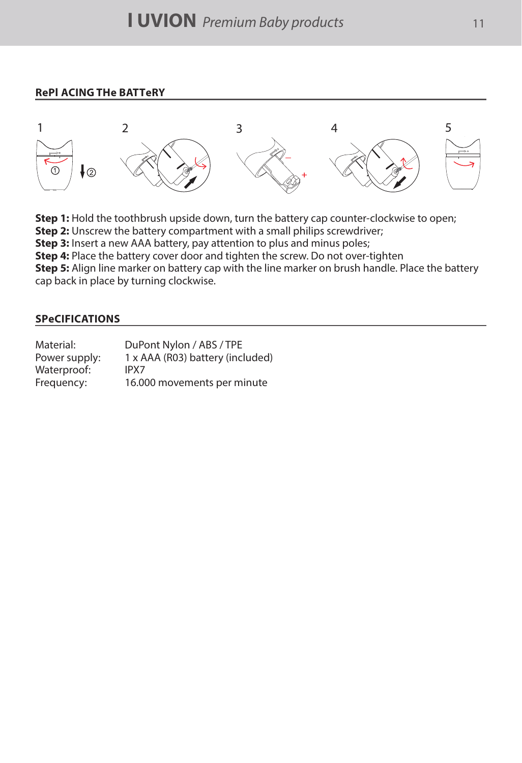## RePl ACING THe BATTeRY

**Step 1:** Hold the toothbrush upside down, turn the battery cap counter-clockwise to open;
**Step 2:** Unscrew the battery compartment with a small philips screwdriver;
**Step 3:** Insert a new AAA battery, pay attention to plus and minus poles;
**Step 4:** Place the battery cover door and tighten the screw. Do not over-tighten
**Step 5:** Align line marker on battery cap with the line marker on brush handle. Place the battery cap back in place by turning clockwise.

## SPeCIFICATIONS

| | |
|---|---|
| Material: | DuPont Nylon / ABS / TPE |
| Power supply: | 1 x AAA (R03) battery (included) |
| Waterproof: | IPX7 |
| Frequency: | 16.000 movements per minute |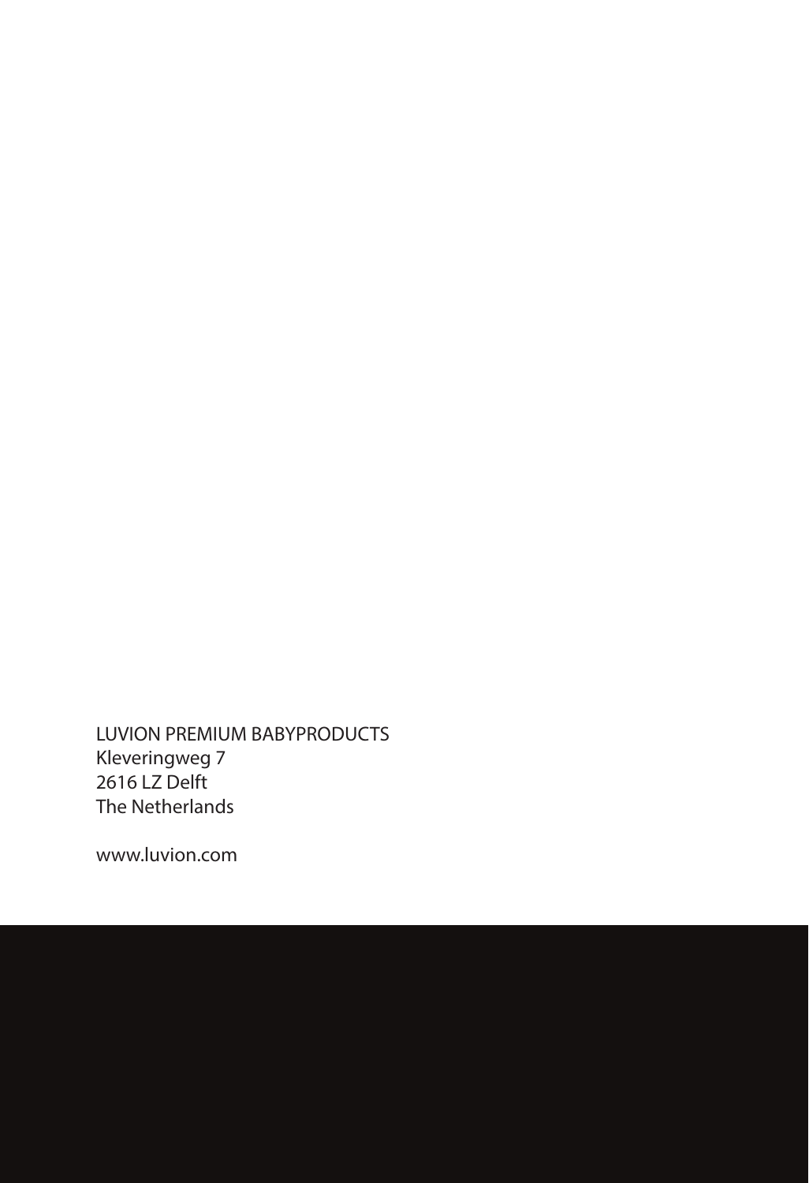LUVION PREMIUM BABYPRODUCTS
Kleveringweg 7
2616 LZ Delft
The Netherlands

www.luvion.com